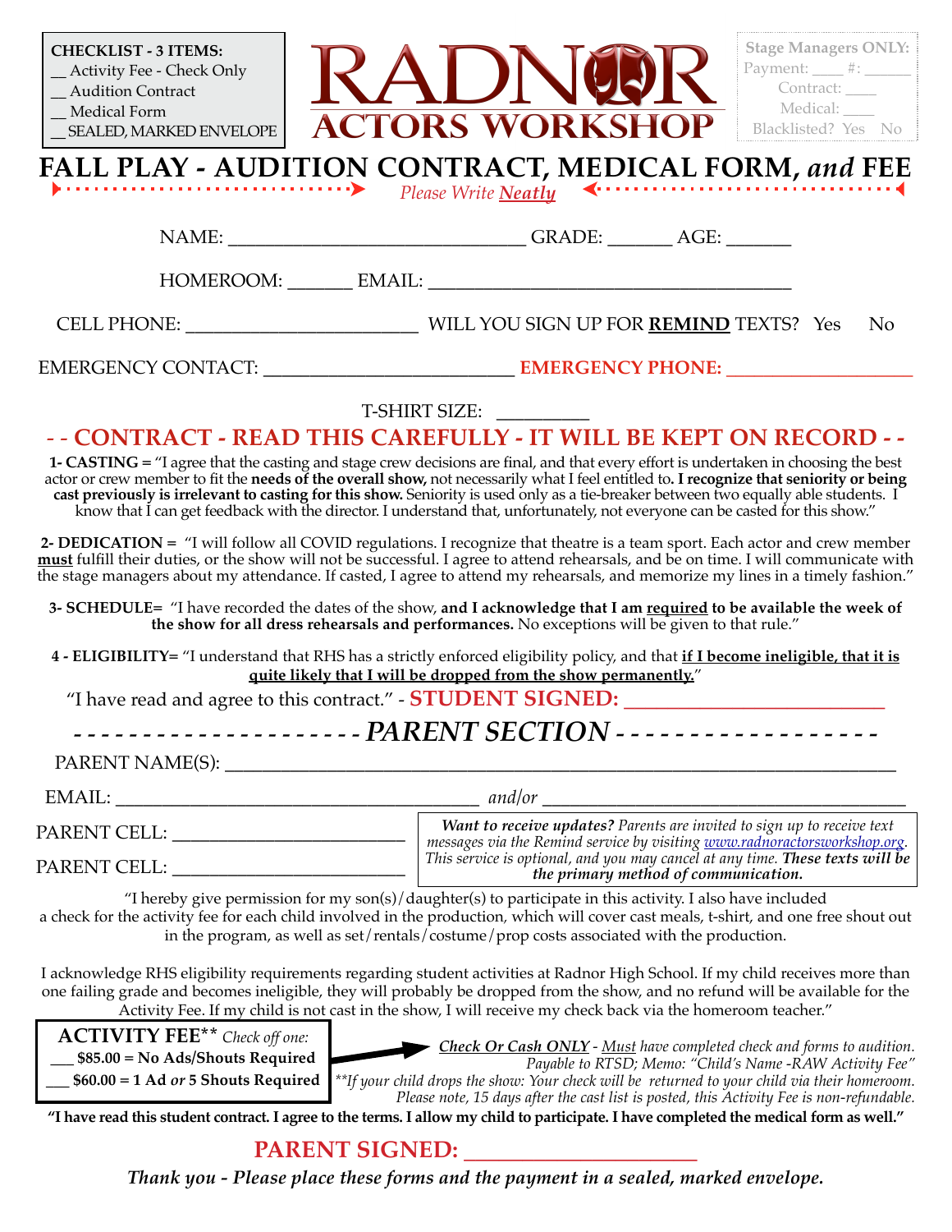**CHECKLIST - 3 ITEMS:**
__ Activity Fee - Check Only
__ Audition Contract
__ Medical Form
__ SEALED, MARKED ENVELOPE

# RADNOR ACTORS WORKSHOP

Stage Managers ONLY:
Payment: ____ #: ______
Contract: ____
Medical: ____
Blacklisted? Yes No

# FALL PLAY - AUDITION CONTRACT, MEDICAL FORM, *and* FEE

*Please Write **Neatly***

NAME: ______________________________ GRADE: ______ AGE: ______

HOMEROOM: ______ EMAIL: ____________________________________

CELL PHONE: ______________________ WILL YOU SIGN UP FOR **REMIND** TEXTS? Yes No

EMERGENCY CONTACT: ________________________ **EMERGENCY PHONE:** __________________

T-SHIRT SIZE: _________

## - - CONTRACT - READ THIS CAREFULLY - IT WILL BE KEPT ON RECORD - -

**1- CASTING =** "I agree that the casting and stage crew decisions are final, and that every effort is undertaken in choosing the best actor or crew member to fit the **needs of the overall show,** not necessarily what I feel entitled to**. I recognize that seniority or being cast previously is irrelevant to casting for this show.** Seniority is used only as a tie-breaker between two equally able students. I know that I can get feedback with the director. I understand that, unfortunately, not everyone can be casted for this show."

**2- DEDICATION =** "I will follow all COVID regulations. I recognize that theatre is a team sport. Each actor and crew member **must** fulfill their duties, or the show will not be successful. I agree to attend rehearsals, and be on time. I will communicate with the stage managers about my attendance. If casted, I agree to attend my rehearsals, and memorize my lines in a timely fashion."

**3- SCHEDULE=** "I have recorded the dates of the show, **and I acknowledge that I am required to be available the week of the show for all dress rehearsals and performances.** No exceptions will be given to that rule."

**4 - ELIGIBILITY=** "I understand that RHS has a strictly enforced eligibility policy, and that **if I become ineligible, that it is quite likely that I will be dropped from the show permanently.**"

"I have read and agree to this contract." - **STUDENT SIGNED:** ______________________

## - - - - - - - - - - - - - - - - - - - - - *PARENT SECTION* - - - - - - - - - - - - - - - - - -

PARENT NAME(S): ______________________________________________________________

EMAIL: ____________________________________ *and/or* ____________________________________

PARENT CELL: ______________________

PARENT CELL: ______________________

***Want to receive updates?*** *Parents are invited to sign up to receive text messages via the Remind service by visiting www.radnoractorsworkshop.org. This service is optional, and you may cancel at any time.* ***These texts will be the primary method of communication.***

"I hereby give permission for my son(s)/daughter(s) to participate in this activity. I also have included a check for the activity fee for each child involved in the production, which will cover cast meals, t-shirt, and one free shout out in the program, as well as set/rentals/costume/prop costs associated with the production.

I acknowledge RHS eligibility requirements regarding student activities at Radnor High School. If my child receives more than one failing grade and becomes ineligible, they will probably be dropped from the show, and no refund will be available for the Activity Fee. If my child is not cast in the show, I will receive my check back via the homeroom teacher."

**ACTIVITY FEE**** *Check off one:*
___ **$85.00 = No Ads/Shouts Required**
___ **$60.00 = 1 Ad *or* 5 Shouts Required**

***Check Or Cash ONLY*** *- Must have completed check and forms to audition. Payable to RTSD; Memo: "Child's Name -RAW Activity Fee"*
*\*\*If your child drops the show: Your check will be returned to your child via their homeroom. Please note, 15 days after the cast list is posted, this Activity Fee is non-refundable.*

**"I have read this student contract. I agree to the terms. I allow my child to participate. I have completed the medical form as well."**

**PARENT SIGNED:** ____________________

***Thank you - Please place these forms and the payment in a sealed, marked envelope.***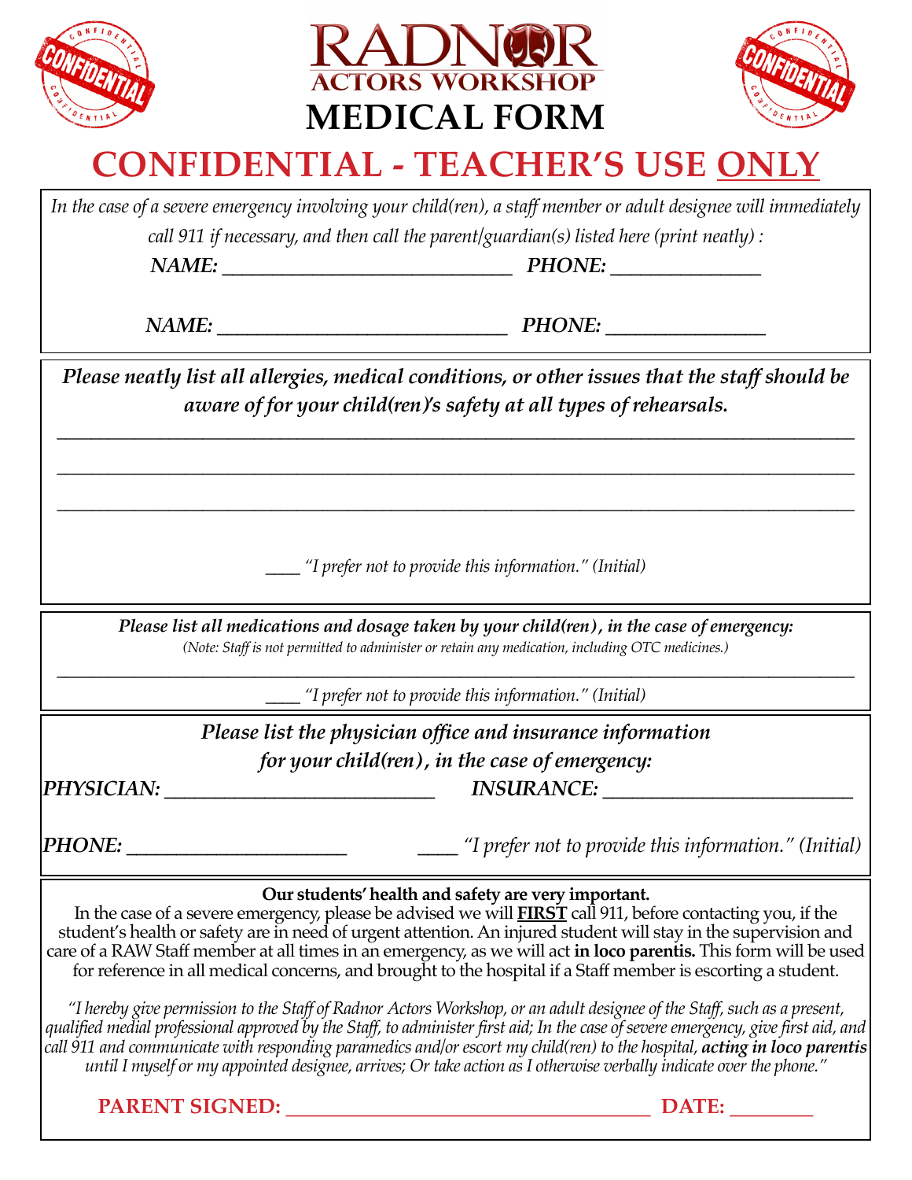# RADNOR ACTORS WORKSHOP

# MEDICAL FORM

## CONFIDENTIAL - TEACHER'S USE ONLY

*In the case of a severe emergency involving your child(ren), a staff member or adult designee will immediately call 911 if necessary, and then call the parent/guardian(s) listed here (print neatly) :*

***NAME:*** ______________________________ ***PHONE:*** _______________

***NAME:*** ______________________________ ***PHONE:*** _______________

***Please neatly list all allergies, medical conditions, or other issues that the staff should be aware of for your child(ren)'s safety at all types of rehearsals.***

_______________________________________________________________________________

_______________________________________________________________________________

_______________________________________________________________________________

____ *"I prefer not to provide this information." (Initial)*

***Please list all medications and dosage taken by your child(ren), in the case of emergency:***

*(Note: Staff is not permitted to administer or retain any medication, including OTC medicines.)*

_______________________________________________________________________________

____ *"I prefer not to provide this information." (Initial)*

***Please list the physician office and insurance information for your child(ren), in the case of emergency:***

***PHYSICIAN:*** ____________________________ ***INSURANCE:*** _________________________

***PHONE:*** _______________________ ____ *"I prefer not to provide this information." (Initial)*

**Our students' health and safety are very important.**

In the case of a severe emergency, please be advised we will **FIRST** call 911, before contacting you, if the student's health or safety are in need of urgent attention. An injured student will stay in the supervision and care of a RAW Staff member at all times in an emergency, as we will act **in loco parentis.** This form will be used for reference in all medical concerns, and brought to the hospital if a Staff member is escorting a student.

*"I hereby give permission to the Staff of Radnor Actors Workshop, or an adult designee of the Staff, such as a present, qualified medial professional approved by the Staff, to administer first aid; In the case of severe emergency, give first aid, and call 911 and communicate with responding paramedics and/or escort my child(ren) to the hospital, **acting in loco parentis** until I myself or my appointed designee, arrives; Or take action as I otherwise verbally indicate over the phone."*

**PARENT SIGNED:** ____________________________________ **DATE:** ________